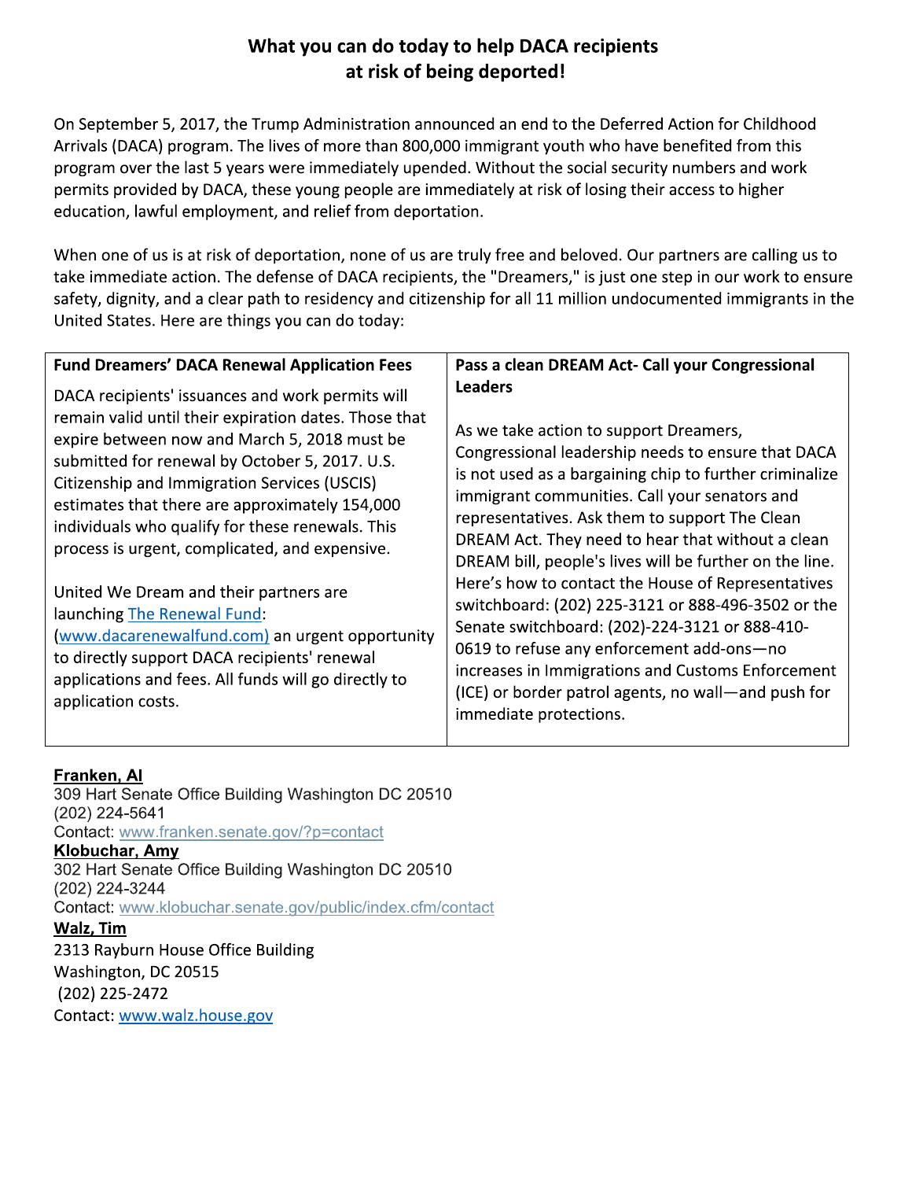# What you can do today to help DACA recipients at risk of being deported!

On September 5, 2017, the Trump Administration announced an end to the Deferred Action for Childhood Arrivals (DACA) program. The lives of more than 800,000 immigrant youth who have benefited from this program over the last 5 years were immediately upended. Without the social security numbers and work permits provided by DACA, these young people are immediately at risk of losing their access to higher education, lawful employment, and relief from deportation.

When one of us is at risk of deportation, none of us are truly free and beloved. Our partners are calling us to take immediate action. The defense of DACA recipients, the "Dreamers," is just one step in our work to ensure safety, dignity, and a clear path to residency and citizenship for all 11 million undocumented immigrants in the United States. Here are things you can do today:

| **Fund Dreamers' DACA Renewal Application Fees** | **Pass a clean DREAM Act- Call your Congressional Leaders** |
| --- | --- |
| DACA recipients' issuances and work permits will remain valid until their expiration dates. Those that expire between now and March 5, 2018 must be submitted for renewal by October 5, 2017. U.S. Citizenship and Immigration Services (USCIS) estimates that there are approximately 154,000 individuals who qualify for these renewals. This process is urgent, complicated, and expensive.<br><br>United We Dream and their partners are launching [The Renewal Fund](www.dacarenewalfund.com): ([www.dacarenewalfund.com)](www.dacarenewalfund.com) an urgent opportunity to directly support DACA recipients' renewal applications and fees. All funds will go directly to application costs. | As we take action to support Dreamers, Congressional leadership needs to ensure that DACA is not used as a bargaining chip to further criminalize immigrant communities. Call your senators and representatives. Ask them to support The Clean DREAM Act. They need to hear that without a clean DREAM bill, people's lives will be further on the line. Here's how to contact the House of Representatives switchboard: (202) 225-3121 or 888-496-3502 or the Senate switchboard: (202)-224-3121 or 888-410-0619 to refuse any enforcement add-ons—no increases in Immigrations and Customs Enforcement (ICE) or border patrol agents, no wall—and push for immediate protections. |

**Franken, Al**
309 Hart Senate Office Building Washington DC 20510
(202) 224-5641
Contact: www.franken.senate.gov/?p=contact

**Klobuchar, Amy**
302 Hart Senate Office Building Washington DC 20510
(202) 224-3244
Contact: www.klobuchar.senate.gov/public/index.cfm/contact

**Walz, Tim**
2313 Rayburn House Office Building
Washington, DC 20515
(202) 225-2472
Contact: www.walz.house.gov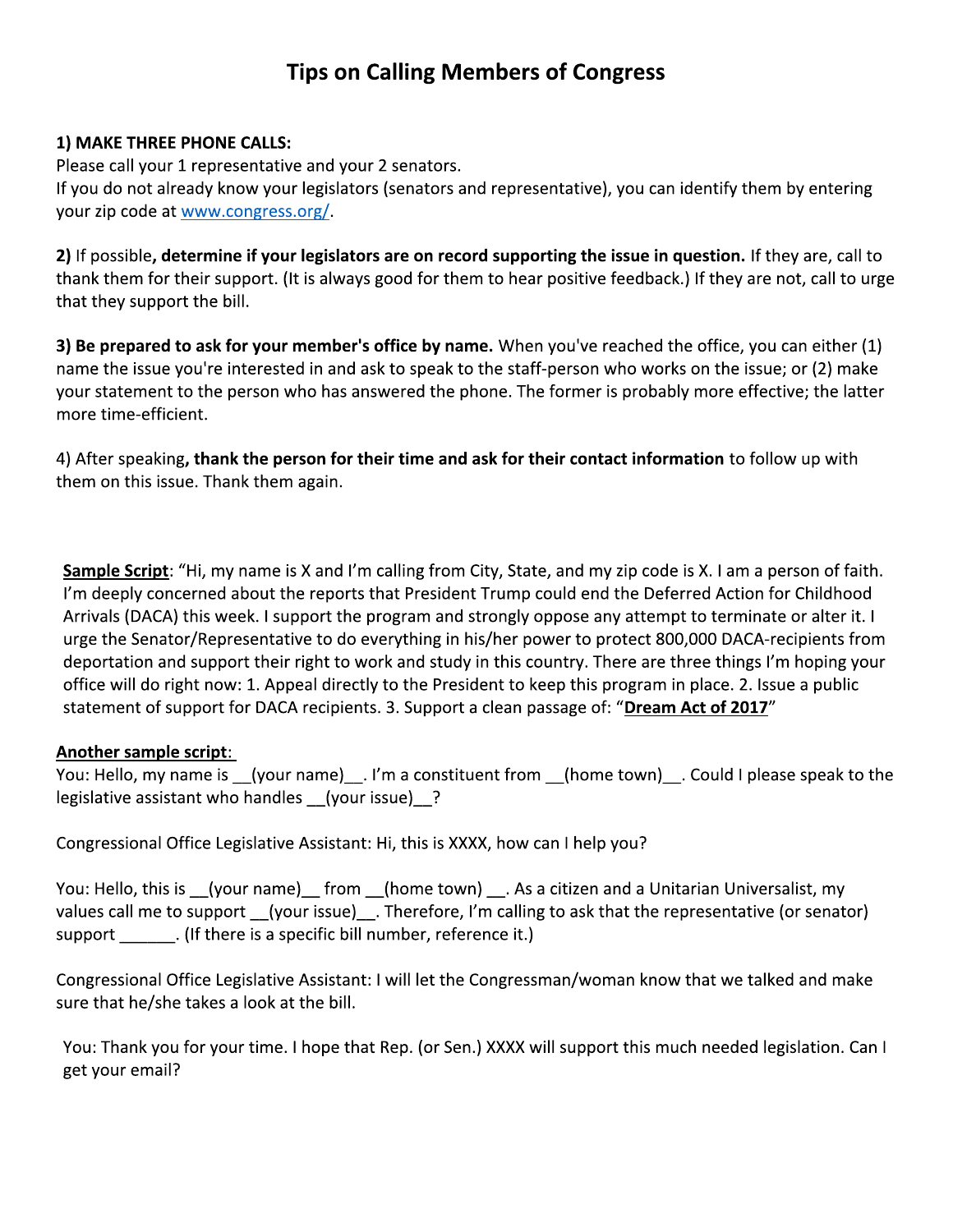# Tips on Calling Members of Congress

**1) MAKE THREE PHONE CALLS:**
Please call your 1 representative and your 2 senators.
If you do not already know your legislators (senators and representative), you can identify them by entering your zip code at [www.congress.org/](www.congress.org/).

**2)** If possible**, determine if your legislators are on record supporting the issue in question.** If they are, call to thank them for their support. (It is always good for them to hear positive feedback.) If they are not, call to urge that they support the bill.

**3) Be prepared to ask for your member's office by name.** When you've reached the office, you can either (1) name the issue you're interested in and ask to speak to the staff-person who works on the issue; or (2) make your statement to the person who has answered the phone. The former is probably more effective; the latter more time-efficient.

4) After speaking**, thank the person for their time and ask for their contact information** to follow up with them on this issue. Thank them again.

**Sample Script**: "Hi, my name is X and I'm calling from City, State, and my zip code is X. I am a person of faith. I'm deeply concerned about the reports that President Trump could end the Deferred Action for Childhood Arrivals (DACA) this week. I support the program and strongly oppose any attempt to terminate or alter it. I urge the Senator/Representative to do everything in his/her power to protect 800,000 DACA-recipients from deportation and support their right to work and study in this country. There are three things I'm hoping your office will do right now: 1. Appeal directly to the President to keep this program in place. 2. Issue a public statement of support for DACA recipients. 3. Support a clean passage of: "**Dream Act of 2017**"

**Another sample script**:
You: Hello, my name is __(your name)__. I'm a constituent from __(home town)__. Could I please speak to the legislative assistant who handles __(your issue)__?

Congressional Office Legislative Assistant: Hi, this is XXXX, how can I help you?

You: Hello, this is __(your name)__ from __(home town) __. As a citizen and a Unitarian Universalist, my values call me to support __(your issue)__. Therefore, I'm calling to ask that the representative (or senator) support ______. (If there is a specific bill number, reference it.)

Congressional Office Legislative Assistant: I will let the Congressman/woman know that we talked and make sure that he/she takes a look at the bill.

You: Thank you for your time. I hope that Rep. (or Sen.) XXXX will support this much needed legislation. Can I get your email?